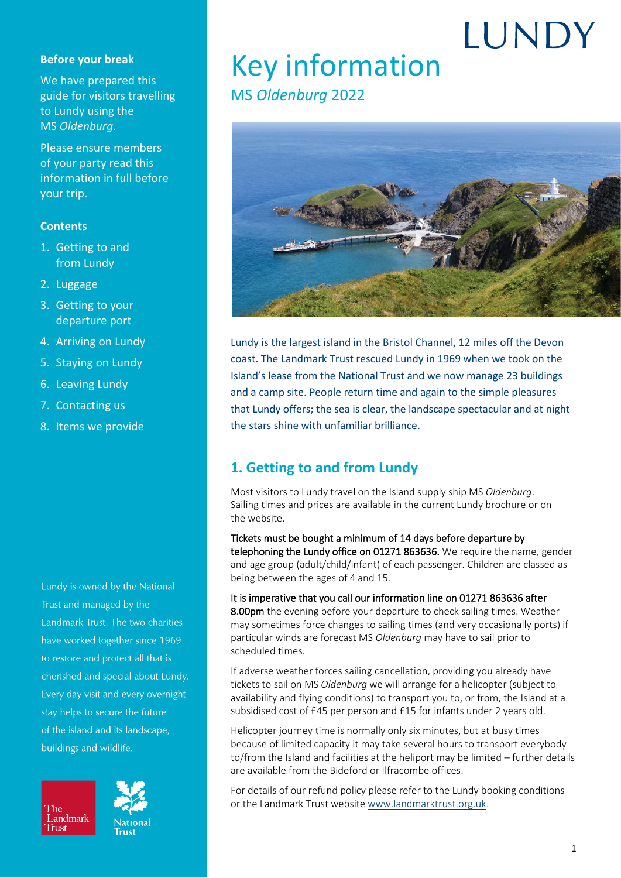# LUNDY

# Key information

## MS *Oldenburg* 2022

### Before your break

We have prepared this guide for visitors travelling to Lundy using the MS *Oldenburg*.

Please ensure members of your party read this information in full before your trip.

### Contents

1. Getting to and from Lundy
2. Luggage
3. Getting to your departure port
4. Arriving on Lundy
5. Staying on Lundy
6. Leaving Lundy
7. Contacting us
8. Items we provide

Lundy is owned by the National Trust and managed by the Landmark Trust. The two charities have worked together since 1969 to restore and protect all that is cherished and special about Lundy. Every day visit and every overnight stay helps to secure the future of the island and its landscape, buildings and wildlife.

Lundy is the largest island in the Bristol Channel, 12 miles off the Devon coast. The Landmark Trust rescued Lundy in 1969 when we took on the Island's lease from the National Trust and we now manage 23 buildings and a camp site. People return time and again to the simple pleasures that Lundy offers; the sea is clear, the landscape spectacular and at night the stars shine with unfamiliar brilliance.

## 1. Getting to and from Lundy

Most visitors to Lundy travel on the Island supply ship MS *Oldenburg*. Sailing times and prices are available in the current Lundy brochure or on the website.

**Tickets must be bought a minimum of 14 days before departure by telephoning the Lundy office on 01271 863636.** We require the name, gender and age group (adult/child/infant) of each passenger. Children are classed as being between the ages of 4 and 15.

**It is imperative that you call our information line on 01271 863636 after 8.00pm** the evening before your departure to check sailing times. Weather may sometimes force changes to sailing times (and very occasionally ports) if particular winds are forecast MS *Oldenburg* may have to sail prior to scheduled times.

If adverse weather forces sailing cancellation, providing you already have tickets to sail on MS *Oldenburg* we will arrange for a helicopter (subject to availability and flying conditions) to transport you to, or from, the Island at a subsidised cost of £45 per person and £15 for infants under 2 years old.

Helicopter journey time is normally only six minutes, but at busy times because of limited capacity it may take several hours to transport everybody to/from the Island and facilities at the heliport may be limited – further details are available from the Bideford or Ilfracombe offices.

For details of our refund policy please refer to the Lundy booking conditions or the Landmark Trust website www.landmarktrust.org.uk.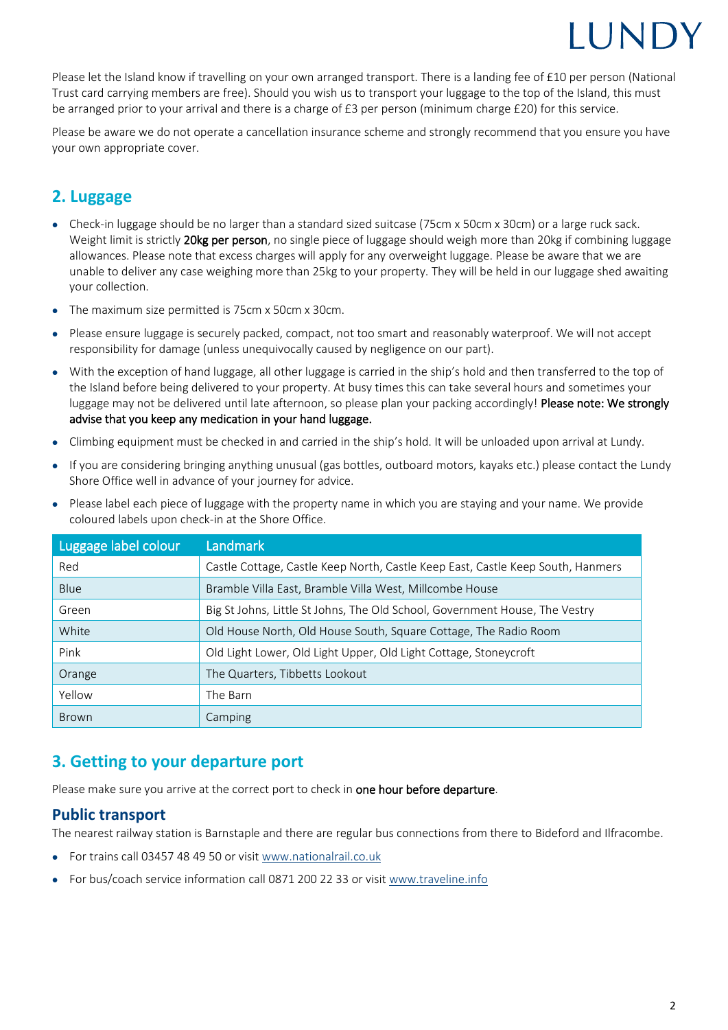Please let the Island know if travelling on your own arranged transport. There is a landing fee of £10 per person (National Trust card carrying members are free). Should you wish us to transport your luggage to the top of the Island, this must be arranged prior to your arrival and there is a charge of £3 per person (minimum charge £20) for this service.

Please be aware we do not operate a cancellation insurance scheme and strongly recommend that you ensure you have your own appropriate cover.

## 2. Luggage

- Check-in luggage should be no larger than a standard sized suitcase (75cm x 50cm x 30cm) or a large ruck sack. Weight limit is strictly **20kg per person**, no single piece of luggage should weigh more than 20kg if combining luggage allowances. Please note that excess charges will apply for any overweight luggage. Please be aware that we are unable to deliver any case weighing more than 25kg to your property. They will be held in our luggage shed awaiting your collection.
- The maximum size permitted is 75cm x 50cm x 30cm.
- Please ensure luggage is securely packed, compact, not too smart and reasonably waterproof. We will not accept responsibility for damage (unless unequivocally caused by negligence on our part).
- With the exception of hand luggage, all other luggage is carried in the ship's hold and then transferred to the top of the Island before being delivered to your property. At busy times this can take several hours and sometimes your luggage may not be delivered until late afternoon, so please plan your packing accordingly! **Please note: We strongly advise that you keep any medication in your hand luggage.**
- Climbing equipment must be checked in and carried in the ship's hold. It will be unloaded upon arrival at Lundy.
- If you are considering bringing anything unusual (gas bottles, outboard motors, kayaks etc.) please contact the Lundy Shore Office well in advance of your journey for advice.
- Please label each piece of luggage with the property name in which you are staying and your name. We provide coloured labels upon check-in at the Shore Office.

| Luggage label colour | Landmark |
|---|---|
| Red | Castle Cottage, Castle Keep North, Castle Keep East, Castle Keep South, Hanmers |
| Blue | Bramble Villa East, Bramble Villa West, Millcombe House |
| Green | Big St Johns, Little St Johns, The Old School, Government House, The Vestry |
| White | Old House North, Old House South, Square Cottage, The Radio Room |
| Pink | Old Light Lower, Old Light Upper, Old Light Cottage, Stoneycroft |
| Orange | The Quarters, Tibbetts Lookout |
| Yellow | The Barn |
| Brown | Camping |

## 3. Getting to your departure port

Please make sure you arrive at the correct port to check in **one hour before departure**.

### Public transport

The nearest railway station is Barnstaple and there are regular bus connections from there to Bideford and Ilfracombe.

- For trains call 03457 48 49 50 or visit www.nationalrail.co.uk
- For bus/coach service information call 0871 200 22 33 or visit www.traveline.info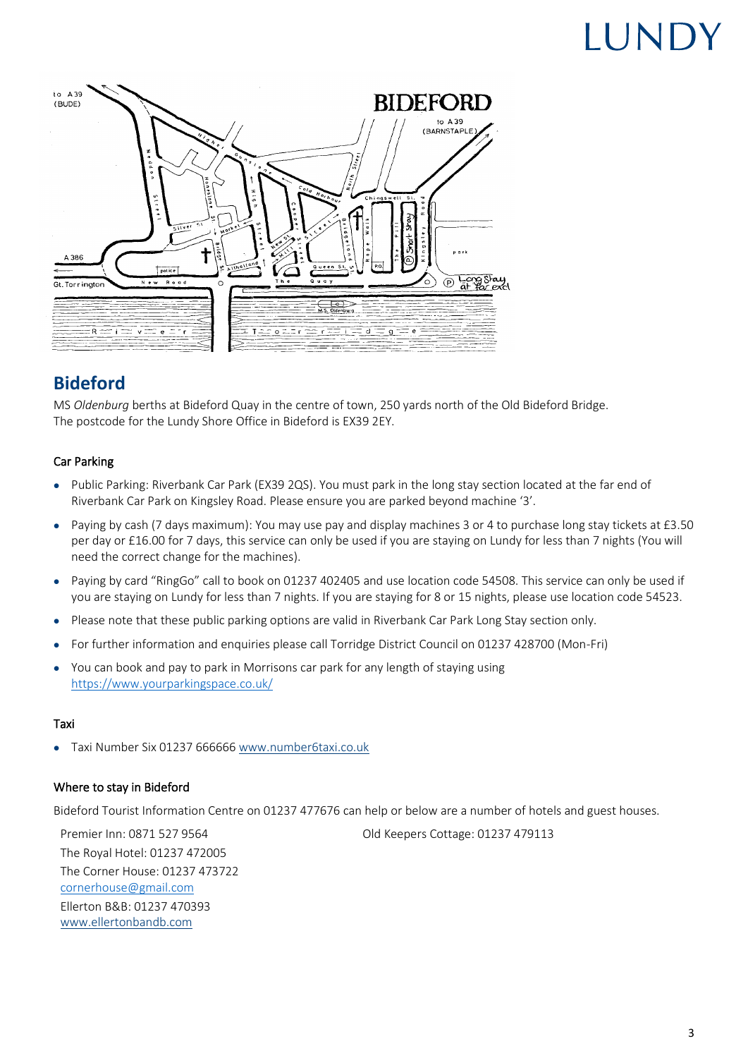## Bideford

MS *Oldenburg* berths at Bideford Quay in the centre of town, 250 yards north of the Old Bideford Bridge.
The postcode for the Lundy Shore Office in Bideford is EX39 2EY.

### Car Parking

- Public Parking: Riverbank Car Park (EX39 2QS). You must park in the long stay section located at the far end of Riverbank Car Park on Kingsley Road. Please ensure you are parked beyond machine '3'.
- Paying by cash (7 days maximum): You may use pay and display machines 3 or 4 to purchase long stay tickets at £3.50 per day or £16.00 for 7 days, this service can only be used if you are staying on Lundy for less than 7 nights (You will need the correct change for the machines).
- Paying by card "RingGo" call to book on 01237 402405 and use location code 54508. This service can only be used if you are staying on Lundy for less than 7 nights. If you are staying for 8 or 15 nights, please use location code 54523.
- Please note that these public parking options are valid in Riverbank Car Park Long Stay section only.
- For further information and enquiries please call Torridge District Council on 01237 428700 (Mon-Fri)
- You can book and pay to park in Morrisons car park for any length of staying using https://www.yourparkingspace.co.uk/

### Taxi

- Taxi Number Six 01237 666666 www.number6taxi.co.uk

### Where to stay in Bideford

Bideford Tourist Information Centre on 01237 477676 can help or below are a number of hotels and guest houses.

Premier Inn: 0871 527 9564
The Royal Hotel: 01237 472005
The Corner House: 01237 473722
cornerhouse@gmail.com
Ellerton B&B: 01237 470393
www.ellertonbandb.com

Old Keepers Cottage: 01237 479113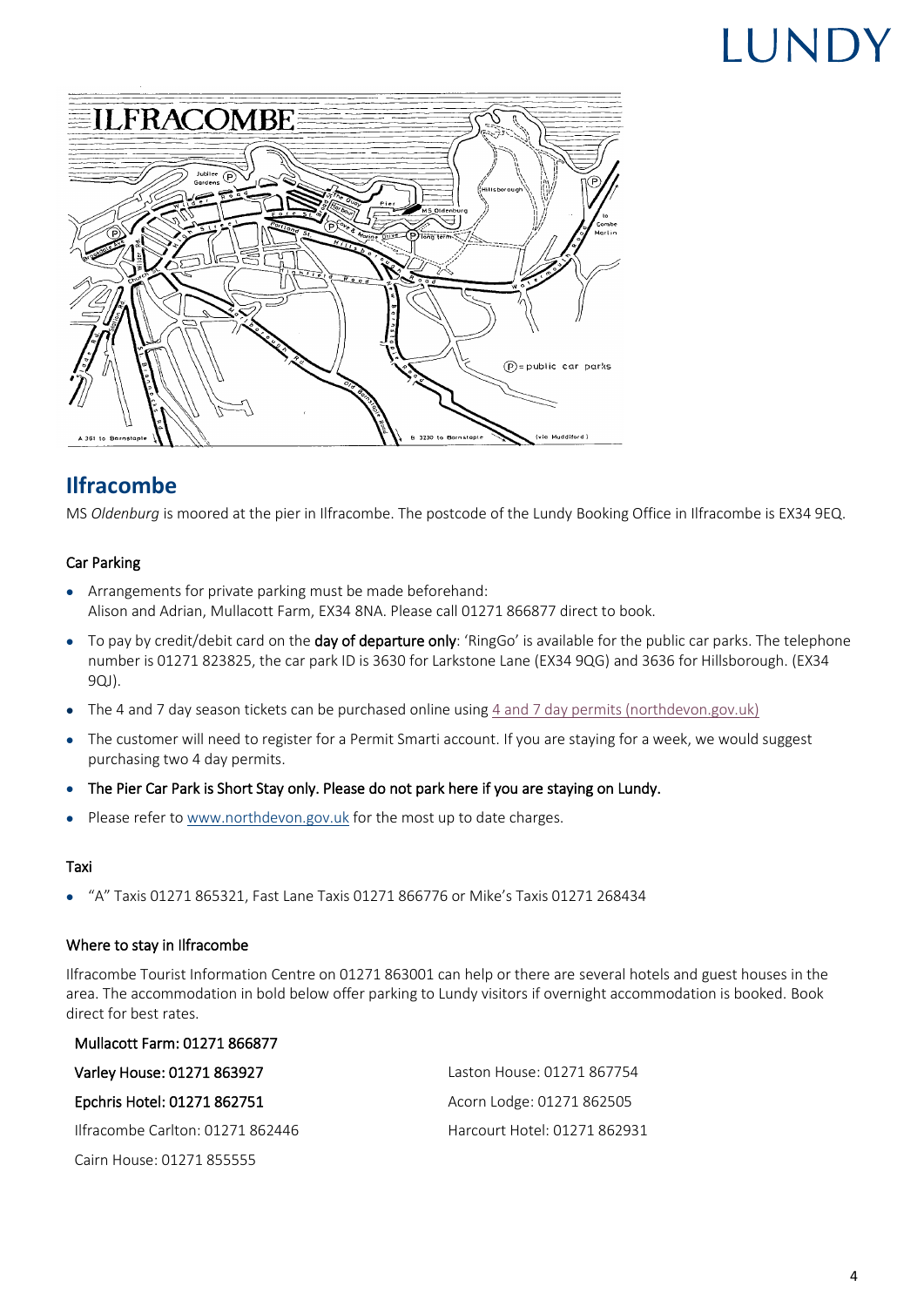## Ilfracombe

MS *Oldenburg* is moored at the pier in Ilfracombe. The postcode of the Lundy Booking Office in Ilfracombe is EX34 9EQ.

### Car Parking

- Arrangements for private parking must be made beforehand:
  Alison and Adrian, Mullacott Farm, EX34 8NA. Please call 01271 866877 direct to book.
- To pay by credit/debit card on the **day of departure only**: 'RingGo' is available for the public car parks. The telephone number is 01271 823825, the car park ID is 3630 for Larkstone Lane (EX34 9QG) and 3636 for Hillsborough. (EX34 9QJ).
- The 4 and 7 day season tickets can be purchased online using 4 and 7 day permits (northdevon.gov.uk)
- The customer will need to register for a Permit Smarti account. If you are staying for a week, we would suggest purchasing two 4 day permits.
- **The Pier Car Park is Short Stay only. Please do not park here if you are staying on Lundy.**
- Please refer to www.northdevon.gov.uk for the most up to date charges.

### Taxi

- "A" Taxis 01271 865321, Fast Lane Taxis 01271 866776 or Mike's Taxis 01271 268434

### Where to stay in Ilfracombe

Ilfracombe Tourist Information Centre on 01271 863001 can help or there are several hotels and guest houses in the area. The accommodation in bold below offer parking to Lundy visitors if overnight accommodation is booked. Book direct for best rates.

**Mullacott Farm: 01271 866877**

**Varley House: 01271 863927**

**Epchris Hotel: 01271 862751**

Ilfracombe Carlton: 01271 862446

Cairn House: 01271 855555

Laston House: 01271 867754

Acorn Lodge: 01271 862505

Harcourt Hotel: 01271 862931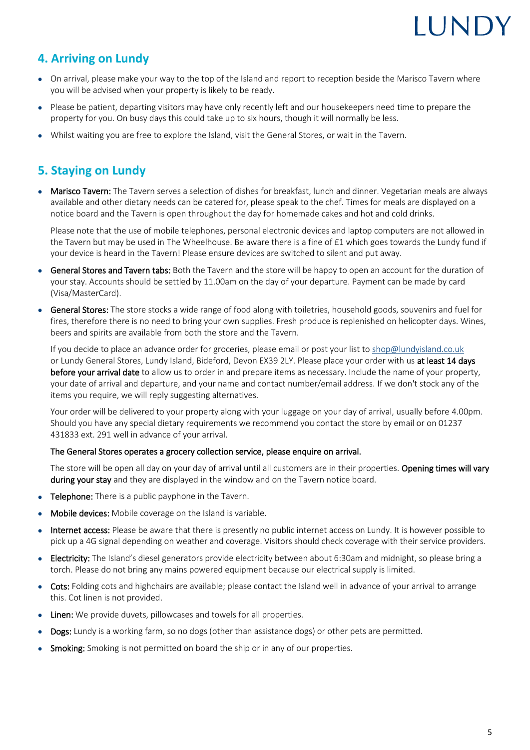## 4. Arriving on Lundy

- On arrival, please make your way to the top of the Island and report to reception beside the Marisco Tavern where you will be advised when your property is likely to be ready.
- Please be patient, departing visitors may have only recently left and our housekeepers need time to prepare the property for you. On busy days this could take up to six hours, though it will normally be less.
- Whilst waiting you are free to explore the Island, visit the General Stores, or wait in the Tavern.

## 5. Staying on Lundy

- **Marisco Tavern:** The Tavern serves a selection of dishes for breakfast, lunch and dinner. Vegetarian meals are always available and other dietary needs can be catered for, please speak to the chef. Times for meals are displayed on a notice board and the Tavern is open throughout the day for homemade cakes and hot and cold drinks.

  Please note that the use of mobile telephones, personal electronic devices and laptop computers are not allowed in the Tavern but may be used in The Wheelhouse. Be aware there is a fine of £1 which goes towards the Lundy fund if your device is heard in the Tavern! Please ensure devices are switched to silent and put away.

- **General Stores and Tavern tabs:** Both the Tavern and the store will be happy to open an account for the duration of your stay. Accounts should be settled by 11.00am on the day of your departure. Payment can be made by card (Visa/MasterCard).
- **General Stores:** The store stocks a wide range of food along with toiletries, household goods, souvenirs and fuel for fires, therefore there is no need to bring your own supplies. Fresh produce is replenished on helicopter days. Wines, beers and spirits are available from both the store and the Tavern.

  If you decide to place an advance order for groceries, please email or post your list to shop@lundyisland.co.uk or Lundy General Stores, Lundy Island, Bideford, Devon EX39 2LY. Please place your order with us **at least 14 days before your arrival date** to allow us to order in and prepare items as necessary. Include the name of your property, your date of arrival and departure, and your name and contact number/email address. If we don't stock any of the items you require, we will reply suggesting alternatives.

  Your order will be delivered to your property along with your luggage on your day of arrival, usually before 4.00pm. Should you have any special dietary requirements we recommend you contact the store by email or on 01237 431833 ext. 291 well in advance of your arrival.

  **The General Stores operates a grocery collection service, please enquire on arrival.**

  The store will be open all day on your day of arrival until all customers are in their properties. **Opening times will vary during your stay** and they are displayed in the window and on the Tavern notice board.

- **Telephone:** There is a public payphone in the Tavern.
- **Mobile devices:** Mobile coverage on the Island is variable.
- **Internet access:** Please be aware that there is presently no public internet access on Lundy. It is however possible to pick up a 4G signal depending on weather and coverage. Visitors should check coverage with their service providers.
- **Electricity:** The Island's diesel generators provide electricity between about 6:30am and midnight, so please bring a torch. Please do not bring any mains powered equipment because our electrical supply is limited.
- **Cots:** Folding cots and highchairs are available; please contact the Island well in advance of your arrival to arrange this. Cot linen is not provided.
- **Linen:** We provide duvets, pillowcases and towels for all properties.
- **Dogs:** Lundy is a working farm, so no dogs (other than assistance dogs) or other pets are permitted.
- **Smoking:** Smoking is not permitted on board the ship or in any of our properties.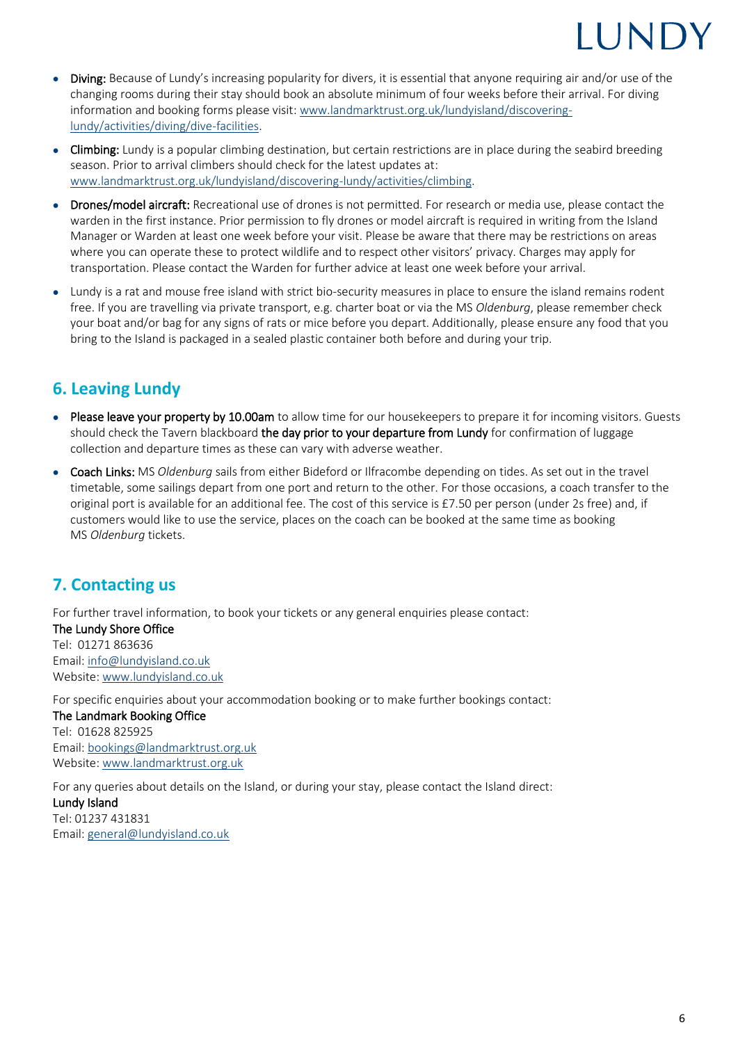- **Diving:** Because of Lundy's increasing popularity for divers, it is essential that anyone requiring air and/or use of the changing rooms during their stay should book an absolute minimum of four weeks before their arrival. For diving information and booking forms please visit: [www.landmarktrust.org.uk/lundyisland/discovering-lundy/activities/diving/dive-facilities](www.landmarktrust.org.uk/lundyisland/discovering-lundy/activities/diving/dive-facilities).
- **Climbing:** Lundy is a popular climbing destination, but certain restrictions are in place during the seabird breeding season. Prior to arrival climbers should check for the latest updates at: [www.landmarktrust.org.uk/lundyisland/discovering-lundy/activities/climbing](www.landmarktrust.org.uk/lundyisland/discovering-lundy/activities/climbing).
- **Drones/model aircraft:** Recreational use of drones is not permitted. For research or media use, please contact the warden in the first instance. Prior permission to fly drones or model aircraft is required in writing from the Island Manager or Warden at least one week before your visit. Please be aware that there may be restrictions on areas where you can operate these to protect wildlife and to respect other visitors' privacy. Charges may apply for transportation. Please contact the Warden for further advice at least one week before your arrival.
- Lundy is a rat and mouse free island with strict bio-security measures in place to ensure the island remains rodent free. If you are travelling via private transport, e.g. charter boat or via the MS *Oldenburg*, please remember check your boat and/or bag for any signs of rats or mice before you depart. Additionally, please ensure any food that you bring to the Island is packaged in a sealed plastic container both before and during your trip.

## 6. Leaving Lundy

- **Please leave your property by 10.00am** to allow time for our housekeepers to prepare it for incoming visitors. Guests should check the Tavern blackboard **the day prior to your departure from Lundy** for confirmation of luggage collection and departure times as these can vary with adverse weather.
- **Coach Links:** MS *Oldenburg* sails from either Bideford or Ilfracombe depending on tides. As set out in the travel timetable, some sailings depart from one port and return to the other. For those occasions, a coach transfer to the original port is available for an additional fee. The cost of this service is £7.50 per person (under 2s free) and, if customers would like to use the service, places on the coach can be booked at the same time as booking MS *Oldenburg* tickets.

## 7. Contacting us

For further travel information, to book your tickets or any general enquiries please contact:

**The Lundy Shore Office**
Tel: 01271 863636
Email: [info@lundyisland.co.uk](mailto:info@lundyisland.co.uk)
Website: [www.lundyisland.co.uk](www.lundyisland.co.uk)

For specific enquiries about your accommodation booking or to make further bookings contact:

**The Landmark Booking Office**
Tel: 01628 825925
Email: [bookings@landmarktrust.org.uk](mailto:bookings@landmarktrust.org.uk)
Website: [www.landmarktrust.org.uk](www.landmarktrust.org.uk)

For any queries about details on the Island, or during your stay, please contact the Island direct:

**Lundy Island**
Tel: 01237 431831
Email: [general@lundyisland.co.uk](mailto:general@lundyisland.co.uk)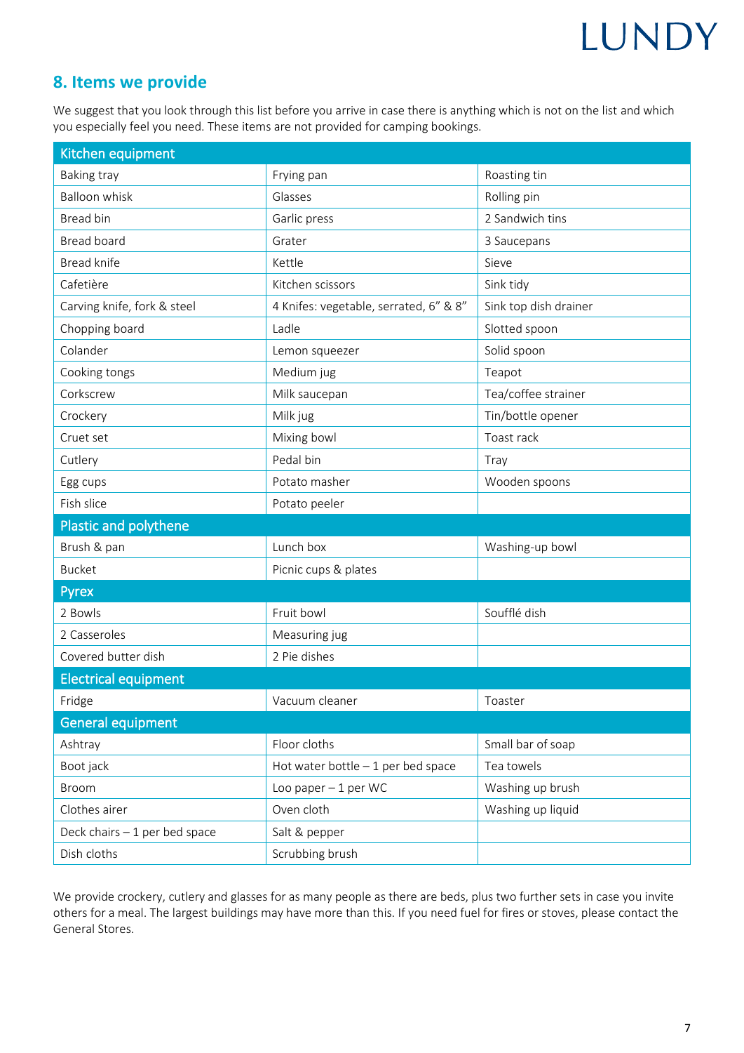## 8. Items we provide

We suggest that you look through this list before you arrive in case there is anything which is not on the list and which you especially feel you need. These items are not provided for camping bookings.

| Kitchen equipment | | |
|---|---|---|
| Baking tray | Frying pan | Roasting tin |
| Balloon whisk | Glasses | Rolling pin |
| Bread bin | Garlic press | 2 Sandwich tins |
| Bread board | Grater | 3 Saucepans |
| Bread knife | Kettle | Sieve |
| Cafetière | Kitchen scissors | Sink tidy |
| Carving knife, fork & steel | 4 Knifes: vegetable, serrated, 6" & 8" | Sink top dish drainer |
| Chopping board | Ladle | Slotted spoon |
| Colander | Lemon squeezer | Solid spoon |
| Cooking tongs | Medium jug | Teapot |
| Corkscrew | Milk saucepan | Tea/coffee strainer |
| Crockery | Milk jug | Tin/bottle opener |
| Cruet set | Mixing bowl | Toast rack |
| Cutlery | Pedal bin | Tray |
| Egg cups | Potato masher | Wooden spoons |
| Fish slice | Potato peeler | |
| **Plastic and polythene** | | |
| Brush & pan | Lunch box | Washing-up bowl |
| Bucket | Picnic cups & plates | |
| **Pyrex** | | |
| 2 Bowls | Fruit bowl | Soufflé dish |
| 2 Casseroles | Measuring jug | |
| Covered butter dish | 2 Pie dishes | |
| **Electrical equipment** | | |
| Fridge | Vacuum cleaner | Toaster |
| **General equipment** | | |
| Ashtray | Floor cloths | Small bar of soap |
| Boot jack | Hot water bottle – 1 per bed space | Tea towels |
| Broom | Loo paper – 1 per WC | Washing up brush |
| Clothes airer | Oven cloth | Washing up liquid |
| Deck chairs – 1 per bed space | Salt & pepper | |
| Dish cloths | Scrubbing brush | |

We provide crockery, cutlery and glasses for as many people as there are beds, plus two further sets in case you invite others for a meal. The largest buildings may have more than this. If you need fuel for fires or stoves, please contact the General Stores.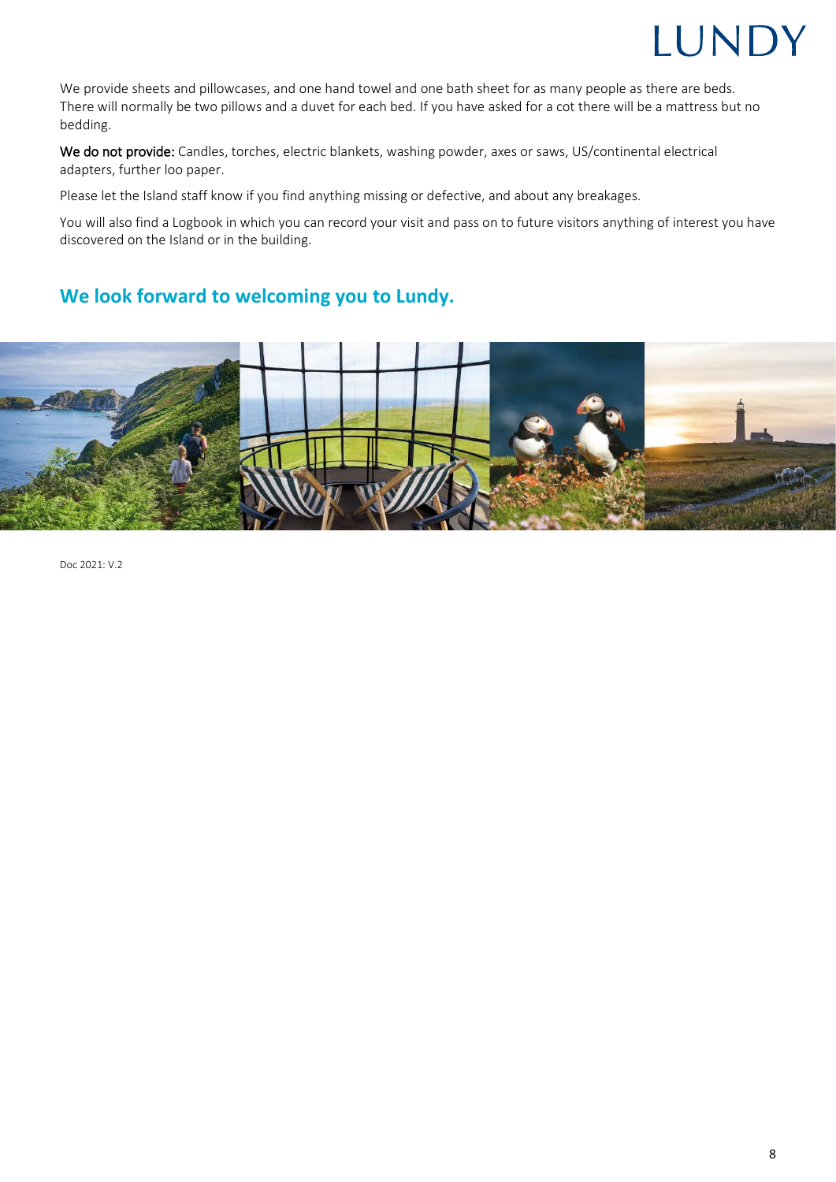We provide sheets and pillowcases, and one hand towel and one bath sheet for as many people as there are beds. There will normally be two pillows and a duvet for each bed. If you have asked for a cot there will be a mattress but no bedding.

**We do not provide:** Candles, torches, electric blankets, washing powder, axes or saws, US/continental electrical adapters, further loo paper.

Please let the Island staff know if you find anything missing or defective, and about any breakages.

You will also find a Logbook in which you can record your visit and pass on to future visitors anything of interest you have discovered on the Island or in the building.

## We look forward to welcoming you to Lundy.

Doc 2021: V.2